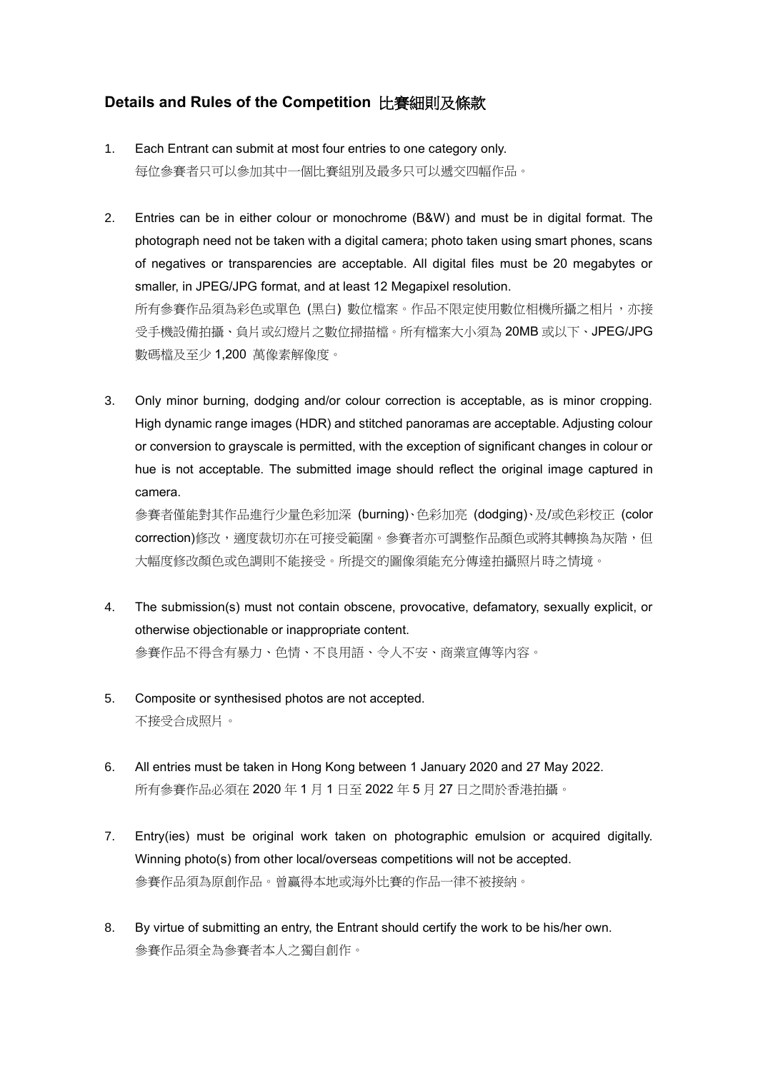## Details and Rules of the Competition 比賽細則及條款

1. Each Entrant can submit at most four entries to one category only.
   每位參賽者只可以參加其中一個比賽組別及最多只可以遞交四幅作品。

2. Entries can be in either colour or monochrome (B&W) and must be in digital format. The photograph need not be taken with a digital camera; photo taken using smart phones, scans of negatives or transparencies are acceptable. All digital files must be 20 megabytes or smaller, in JPEG/JPG format, and at least 12 Megapixel resolution.
   所有參賽作品須為彩色或單色 (黑白) 數位檔案。作品不限定使用數位相機所攝之相片，亦接受手機設備拍攝、負片或幻燈片之數位掃描檔。所有檔案大小須為 20MB 或以下、JPEG/JPG 數碼檔及至少 1,200 萬像素解像度。

3. Only minor burning, dodging and/or colour correction is acceptable, as is minor cropping. High dynamic range images (HDR) and stitched panoramas are acceptable. Adjusting colour or conversion to grayscale is permitted, with the exception of significant changes in colour or hue is not acceptable. The submitted image should reflect the original image captured in camera.
   參賽者僅能對其作品進行少量色彩加深 (burning)、色彩加亮 (dodging)、及/或色彩校正 (color correction)修改，適度裁切亦在可接受範圍。參賽者亦可調整作品顏色或將其轉換為灰階，但大幅度修改顏色或色調則不能接受。所提交的圖像須能充分傳達拍攝照片時之情境。

4. The submission(s) must not contain obscene, provocative, defamatory, sexually explicit, or otherwise objectionable or inappropriate content.
   參賽作品不得含有暴力、色情、不良用語、令人不安、商業宣傳等內容。

5. Composite or synthesised photos are not accepted.
   不接受合成照片。

6. All entries must be taken in Hong Kong between 1 January 2020 and 27 May 2022.
   所有參賽作品必須在 2020 年 1 月 1 日至 2022 年 5 月 27 日之間於香港拍攝。

7. Entry(ies) must be original work taken on photographic emulsion or acquired digitally. Winning photo(s) from other local/overseas competitions will not be accepted.
   參賽作品須為原創作品。曾贏得本地或海外比賽的作品一律不被接納。

8. By virtue of submitting an entry, the Entrant should certify the work to be his/her own.
   參賽作品須全為參賽者本人之獨自創作。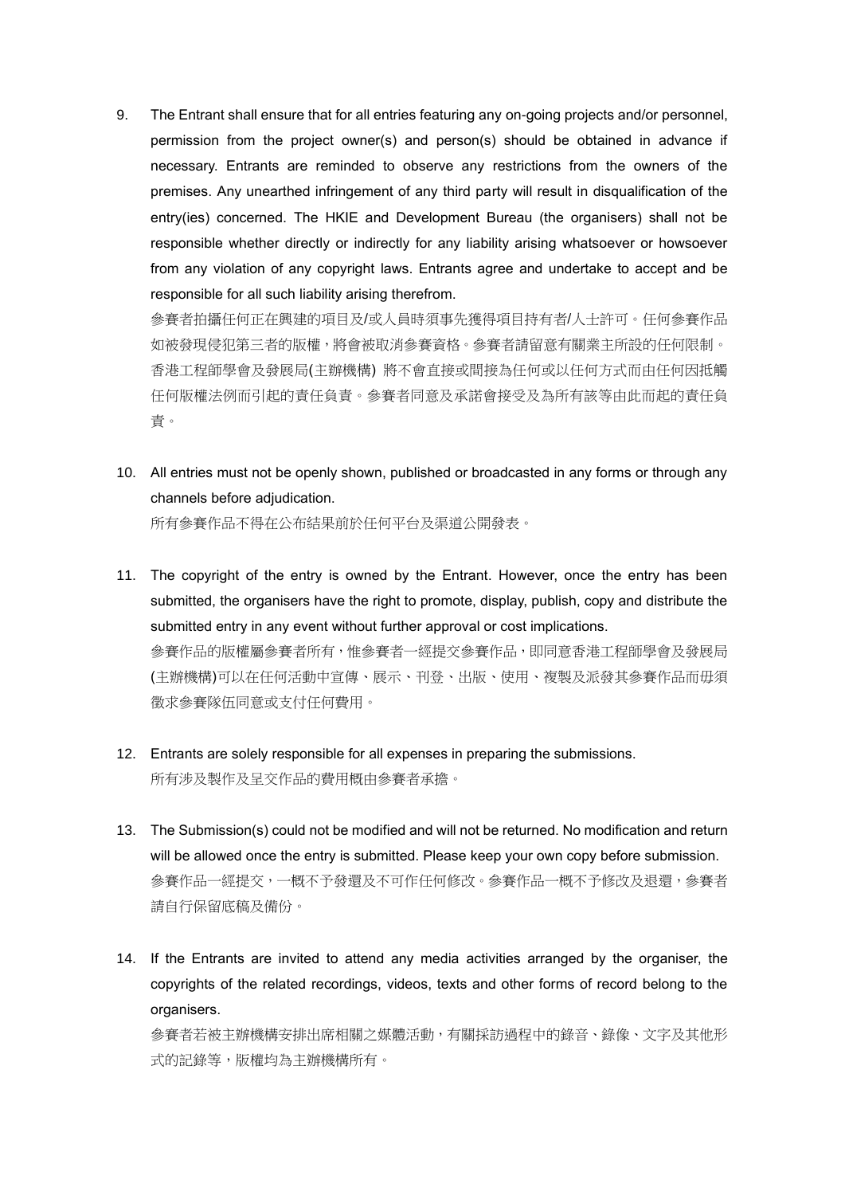9. The Entrant shall ensure that for all entries featuring any on-going projects and/or personnel, permission from the project owner(s) and person(s) should be obtained in advance if necessary. Entrants are reminded to observe any restrictions from the owners of the premises. Any unearthed infringement of any third party will result in disqualification of the entry(ies) concerned. The HKIE and Development Bureau (the organisers) shall not be responsible whether directly or indirectly for any liability arising whatsoever or howsoever from any violation of any copyright laws. Entrants agree and undertake to accept and be responsible for all such liability arising therefrom.
   參賽者拍攝任何正在興建的項目及/或人員時須事先獲得項目持有者/人士許可。任何參賽作品如被發現侵犯第三者的版權，將會被取消參賽資格。參賽者請留意有關業主所設的任何限制。香港工程師學會及發展局(主辦機構) 將不會直接或間接為任何或以任何方式而由任何因抵觸任何版權法例而引起的責任負責。參賽者同意及承諾會接受及為所有該等由此而起的責任負責。

10. All entries must not be openly shown, published or broadcasted in any forms or through any channels before adjudication.
    所有參賽作品不得在公布結果前於任何平台及渠道公開發表。

11. The copyright of the entry is owned by the Entrant. However, once the entry has been submitted, the organisers have the right to promote, display, publish, copy and distribute the submitted entry in any event without further approval or cost implications.
    參賽作品的版權屬參賽者所有，惟參賽者一經提交參賽作品，即同意香港工程師學會及發展局(主辦機構)可以在任何活動中宣傳、展示、刊登、出版、使用、複製及派發其參賽作品而毋須徵求參賽隊伍同意或支付任何費用。

12. Entrants are solely responsible for all expenses in preparing the submissions.
    所有涉及製作及呈交作品的費用概由參賽者承擔。

13. The Submission(s) could not be modified and will not be returned. No modification and return will be allowed once the entry is submitted. Please keep your own copy before submission.
    參賽作品一經提交，一概不予發還及不可作任何修改。參賽作品一概不予修改及退還，參賽者請自行保留底稿及備份。

14. If the Entrants are invited to attend any media activities arranged by the organiser, the copyrights of the related recordings, videos, texts and other forms of record belong to the organisers.
    參賽者若被主辦機構安排出席相關之媒體活動，有關採訪過程中的錄音、錄像、文字及其他形式的記錄等，版權均為主辦機構所有。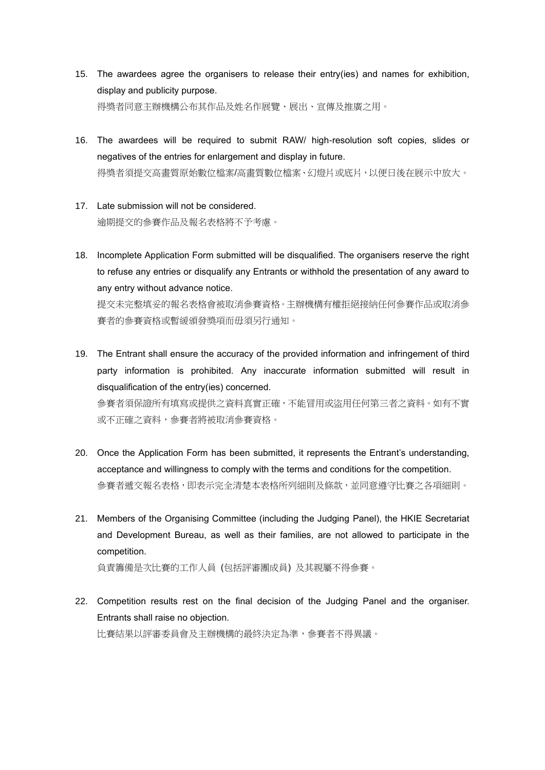15. The awardees agree the organisers to release their entry(ies) and names for exhibition, display and publicity purpose.
得獎者同意主辦機構公布其作品及姓名作展覽、展出、宣傳及推廣之用。

16. The awardees will be required to submit RAW/ high-resolution soft copies, slides or negatives of the entries for enlargement and display in future.
得獎者須提交高畫質原始數位檔案/高畫質數位檔案、幻燈片或底片，以便日後在展示中放大。

17. Late submission will not be considered.
逾期提交的參賽作品及報名表格將不予考慮。

18. Incomplete Application Form submitted will be disqualified. The organisers reserve the right to refuse any entries or disqualify any Entrants or withhold the presentation of any award to any entry without advance notice.
提交未完整填妥的報名表格會被取消參賽資格。主辦機構有權拒絕接納任何參賽作品或取消參賽者的參賽資格或暫緩頒發獎項而毋須另行通知。

19. The Entrant shall ensure the accuracy of the provided information and infringement of third party information is prohibited. Any inaccurate information submitted will result in disqualification of the entry(ies) concerned.
參賽者須保證所有填寫或提供之資料真實正確，不能冒用或盜用任何第三者之資料。如有不實或不正確之資料，參賽者將被取消參賽資格。

20. Once the Application Form has been submitted, it represents the Entrant's understanding, acceptance and willingness to comply with the terms and conditions for the competition.
參賽者遞交報名表格，即表示完全清楚本表格所列細則及條款，並同意遵守比賽之各項細則。

21. Members of the Organising Committee (including the Judging Panel), the HKIE Secretariat and Development Bureau, as well as their families, are not allowed to participate in the competition.
負責籌備是次比賽的工作人員 (包括評審團成員) 及其親屬不得參賽。

22. Competition results rest on the final decision of the Judging Panel and the organiser. Entrants shall raise no objection.
比賽結果以評審委員會及主辦機構的最終決定為準，參賽者不得異議。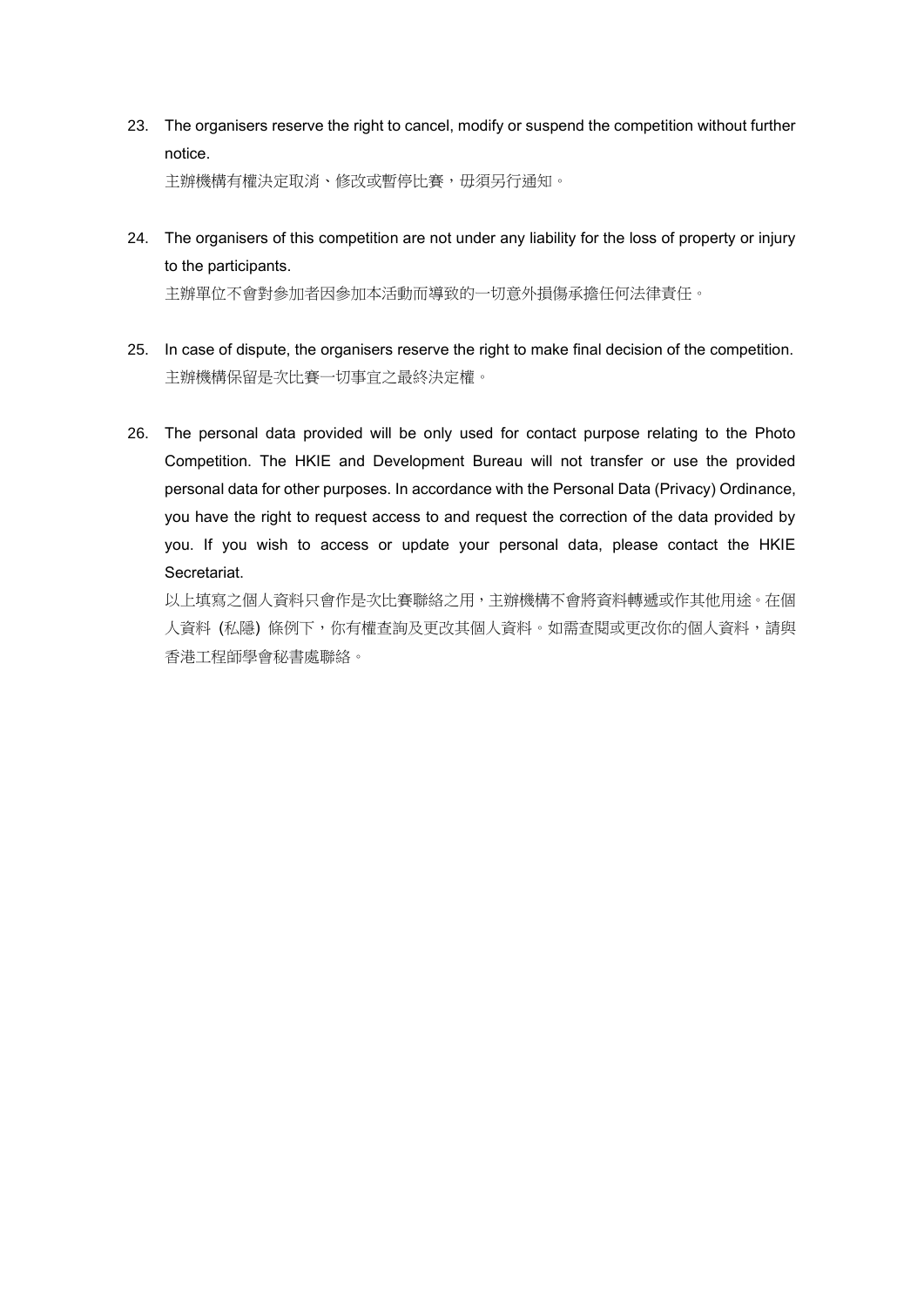23. The organisers reserve the right to cancel, modify or suspend the competition without further notice.
    主辦機構有權決定取消、修改或暫停比賽，毋須另行通知。

24. The organisers of this competition are not under any liability for the loss of property or injury to the participants.
    主辦單位不會對參加者因參加本活動而導致的一切意外損傷承擔任何法律責任。

25. In case of dispute, the organisers reserve the right to make final decision of the competition.
    主辦機構保留是次比賽一切事宜之最終決定權。

26. The personal data provided will be only used for contact purpose relating to the Photo Competition. The HKIE and Development Bureau will not transfer or use the provided personal data for other purposes. In accordance with the Personal Data (Privacy) Ordinance, you have the right to request access to and request the correction of the data provided by you. If you wish to access or update your personal data, please contact the HKIE Secretariat.
    以上填寫之個人資料只會作是次比賽聯絡之用，主辦機構不會將資料轉遞或作其他用途。在個人資料 (私隱) 條例下，你有權查詢及更改其個人資料。如需查閱或更改你的個人資料，請與香港工程師學會秘書處聯絡。